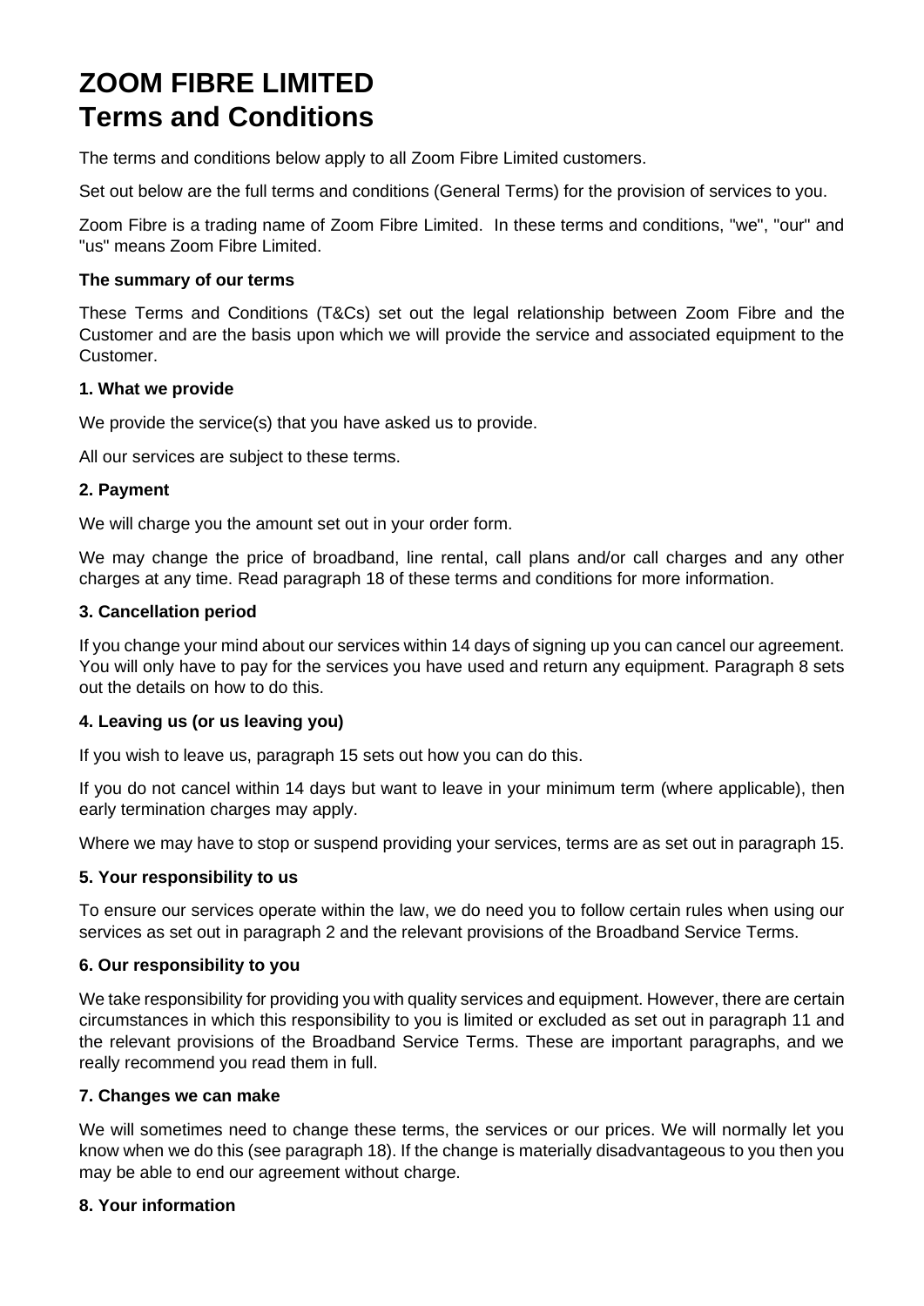# ZOOM FIBRE LIMITED
# Terms and Conditions

The terms and conditions below apply to all Zoom Fibre Limited customers.

Set out below are the full terms and conditions (General Terms) for the provision of services to you.

Zoom Fibre is a trading name of Zoom Fibre Limited. In these terms and conditions, "we", "our" and "us" means Zoom Fibre Limited.

**The summary of our terms**

These Terms and Conditions (T&Cs) set out the legal relationship between Zoom Fibre and the Customer and are the basis upon which we will provide the service and associated equipment to the Customer.

**1. What we provide**

We provide the service(s) that you have asked us to provide.

All our services are subject to these terms.

**2. Payment**

We will charge you the amount set out in your order form.

We may change the price of broadband, line rental, call plans and/or call charges and any other charges at any time. Read paragraph 18 of these terms and conditions for more information.

**3. Cancellation period**

If you change your mind about our services within 14 days of signing up you can cancel our agreement. You will only have to pay for the services you have used and return any equipment. Paragraph 8 sets out the details on how to do this.

**4. Leaving us (or us leaving you)**

If you wish to leave us, paragraph 15 sets out how you can do this.

If you do not cancel within 14 days but want to leave in your minimum term (where applicable), then early termination charges may apply.

Where we may have to stop or suspend providing your services, terms are as set out in paragraph 15.

**5. Your responsibility to us**

To ensure our services operate within the law, we do need you to follow certain rules when using our services as set out in paragraph 2 and the relevant provisions of the Broadband Service Terms.

**6. Our responsibility to you**

We take responsibility for providing you with quality services and equipment. However, there are certain circumstances in which this responsibility to you is limited or excluded as set out in paragraph 11 and the relevant provisions of the Broadband Service Terms. These are important paragraphs, and we really recommend you read them in full.

**7. Changes we can make**

We will sometimes need to change these terms, the services or our prices. We will normally let you know when we do this (see paragraph 18). If the change is materially disadvantageous to you then you may be able to end our agreement without charge.

**8. Your information**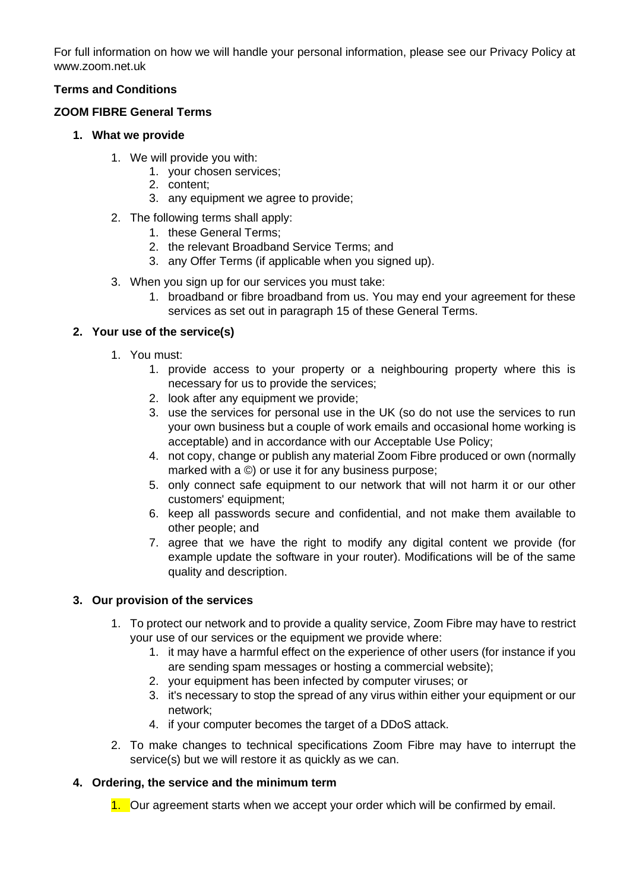For full information on how we will handle your personal information, please see our Privacy Policy at www.zoom.net.uk

**Terms and Conditions**

**ZOOM FIBRE General Terms**

1. **What we provide**
    1. We will provide you with:
        1. your chosen services;
        2. content;
        3. any equipment we agree to provide;
    2. The following terms shall apply:
        1. these General Terms;
        2. the relevant Broadband Service Terms; and
        3. any Offer Terms (if applicable when you signed up).
    3. When you sign up for our services you must take:
        1. broadband or fibre broadband from us. You may end your agreement for these services as set out in paragraph 15 of these General Terms.

2. **Your use of the service(s)**
    1. You must:
        1. provide access to your property or a neighbouring property where this is necessary for us to provide the services;
        2. look after any equipment we provide;
        3. use the services for personal use in the UK (so do not use the services to run your own business but a couple of work emails and occasional home working is acceptable) and in accordance with our Acceptable Use Policy;
        4. not copy, change or publish any material Zoom Fibre produced or own (normally marked with a ©) or use it for any business purpose;
        5. only connect safe equipment to our network that will not harm it or our other customers' equipment;
        6. keep all passwords secure and confidential, and not make them available to other people; and
        7. agree that we have the right to modify any digital content we provide (for example update the software in your router). Modifications will be of the same quality and description.

3. **Our provision of the services**
    1. To protect our network and to provide a quality service, Zoom Fibre may have to restrict your use of our services or the equipment we provide where:
        1. it may have a harmful effect on the experience of other users (for instance if you are sending spam messages or hosting a commercial website);
        2. your equipment has been infected by computer viruses; or
        3. it's necessary to stop the spread of any virus within either your equipment or our network;
        4. if your computer becomes the target of a DDoS attack.
    2. To make changes to technical specifications Zoom Fibre may have to interrupt the service(s) but we will restore it as quickly as we can.

4. **Ordering, the service and the minimum term**
    1. Our agreement starts when we accept your order which will be confirmed by email.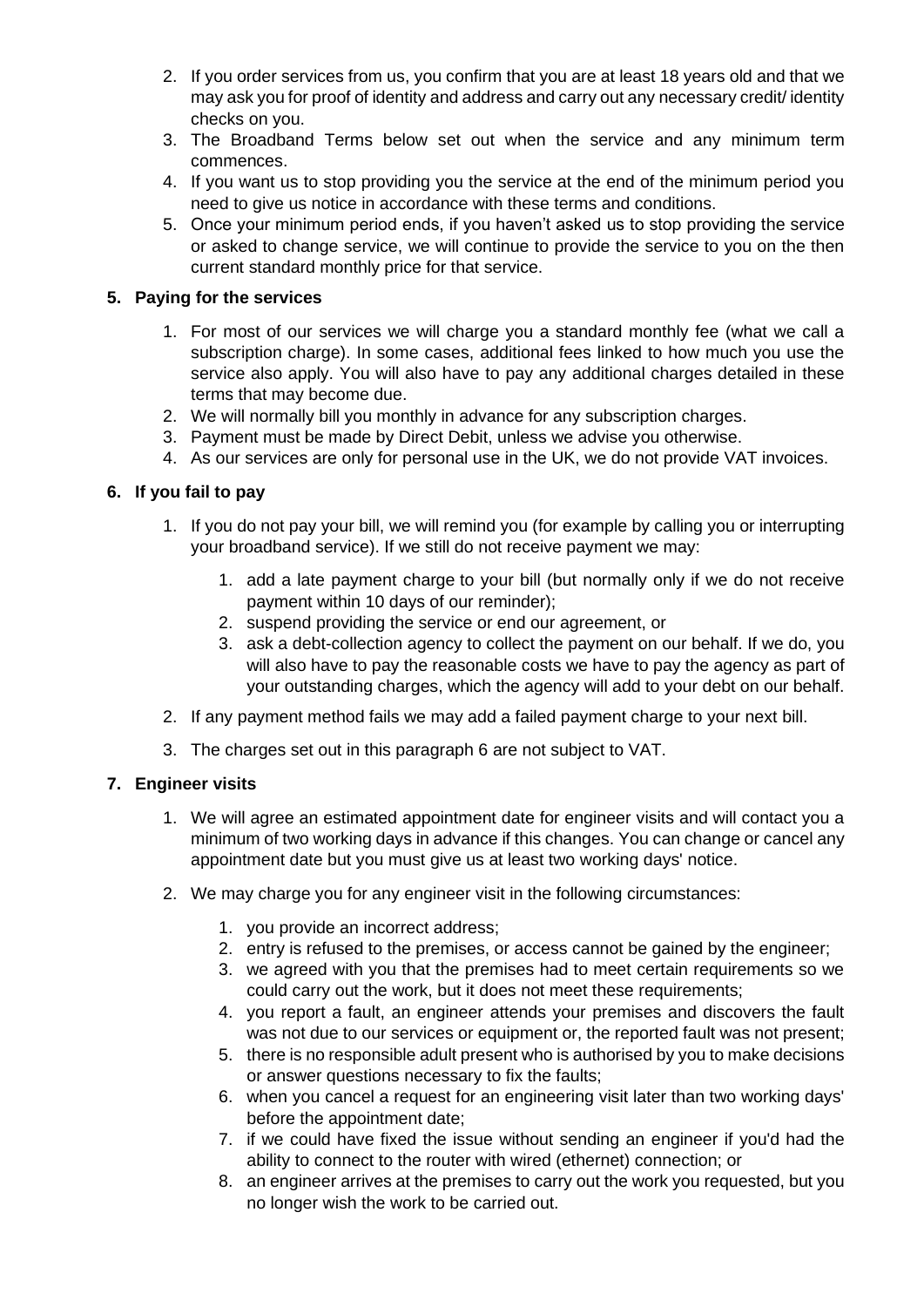2. If you order services from us, you confirm that you are at least 18 years old and that we may ask you for proof of identity and address and carry out any necessary credit/ identity checks on you.
3. The Broadband Terms below set out when the service and any minimum term commences.
4. If you want us to stop providing you the service at the end of the minimum period you need to give us notice in accordance with these terms and conditions.
5. Once your minimum period ends, if you haven't asked us to stop providing the service or asked to change service, we will continue to provide the service to you on the then current standard monthly price for that service.

## 5. Paying for the services

1. For most of our services we will charge you a standard monthly fee (what we call a subscription charge). In some cases, additional fees linked to how much you use the service also apply. You will also have to pay any additional charges detailed in these terms that may become due.
2. We will normally bill you monthly in advance for any subscription charges.
3. Payment must be made by Direct Debit, unless we advise you otherwise.
4. As our services are only for personal use in the UK, we do not provide VAT invoices.

## 6. If you fail to pay

1. If you do not pay your bill, we will remind you (for example by calling you or interrupting your broadband service). If we still do not receive payment we may:
   1. add a late payment charge to your bill (but normally only if we do not receive payment within 10 days of our reminder);
   2. suspend providing the service or end our agreement, or
   3. ask a debt-collection agency to collect the payment on our behalf. If we do, you will also have to pay the reasonable costs we have to pay the agency as part of your outstanding charges, which the agency will add to your debt on our behalf.
2. If any payment method fails we may add a failed payment charge to your next bill.
3. The charges set out in this paragraph 6 are not subject to VAT.

## 7. Engineer visits

1. We will agree an estimated appointment date for engineer visits and will contact you a minimum of two working days in advance if this changes. You can change or cancel any appointment date but you must give us at least two working days' notice.
2. We may charge you for any engineer visit in the following circumstances:
   1. you provide an incorrect address;
   2. entry is refused to the premises, or access cannot be gained by the engineer;
   3. we agreed with you that the premises had to meet certain requirements so we could carry out the work, but it does not meet these requirements;
   4. you report a fault, an engineer attends your premises and discovers the fault was not due to our services or equipment or, the reported fault was not present;
   5. there is no responsible adult present who is authorised by you to make decisions or answer questions necessary to fix the faults;
   6. when you cancel a request for an engineering visit later than two working days' before the appointment date;
   7. if we could have fixed the issue without sending an engineer if you'd had the ability to connect to the router with wired (ethernet) connection; or
   8. an engineer arrives at the premises to carry out the work you requested, but you no longer wish the work to be carried out.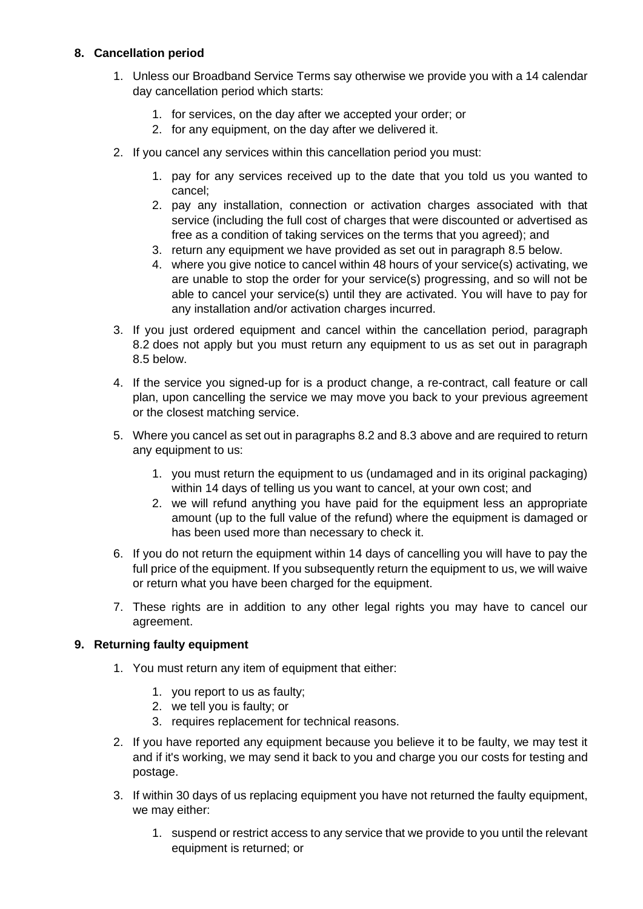## 8. Cancellation period

1. Unless our Broadband Service Terms say otherwise we provide you with a 14 calendar day cancellation period which starts:
    1. for services, on the day after we accepted your order; or
    2. for any equipment, on the day after we delivered it.
2. If you cancel any services within this cancellation period you must:
    1. pay for any services received up to the date that you told us you wanted to cancel;
    2. pay any installation, connection or activation charges associated with that service (including the full cost of charges that were discounted or advertised as free as a condition of taking services on the terms that you agreed); and
    3. return any equipment we have provided as set out in paragraph 8.5 below.
    4. where you give notice to cancel within 48 hours of your service(s) activating, we are unable to stop the order for your service(s) progressing, and so will not be able to cancel your service(s) until they are activated. You will have to pay for any installation and/or activation charges incurred.
3. If you just ordered equipment and cancel within the cancellation period, paragraph 8.2 does not apply but you must return any equipment to us as set out in paragraph 8.5 below.
4. If the service you signed-up for is a product change, a re-contract, call feature or call plan, upon cancelling the service we may move you back to your previous agreement or the closest matching service.
5. Where you cancel as set out in paragraphs 8.2 and 8.3 above and are required to return any equipment to us:
    1. you must return the equipment to us (undamaged and in its original packaging) within 14 days of telling us you want to cancel, at your own cost; and
    2. we will refund anything you have paid for the equipment less an appropriate amount (up to the full value of the refund) where the equipment is damaged or has been used more than necessary to check it.
6. If you do not return the equipment within 14 days of cancelling you will have to pay the full price of the equipment. If you subsequently return the equipment to us, we will waive or return what you have been charged for the equipment.
7. These rights are in addition to any other legal rights you may have to cancel our agreement.

## 9. Returning faulty equipment

1. You must return any item of equipment that either:
    1. you report to us as faulty;
    2. we tell you is faulty; or
    3. requires replacement for technical reasons.
2. If you have reported any equipment because you believe it to be faulty, we may test it and if it's working, we may send it back to you and charge you our costs for testing and postage.
3. If within 30 days of us replacing equipment you have not returned the faulty equipment, we may either:
    1. suspend or restrict access to any service that we provide to you until the relevant equipment is returned; or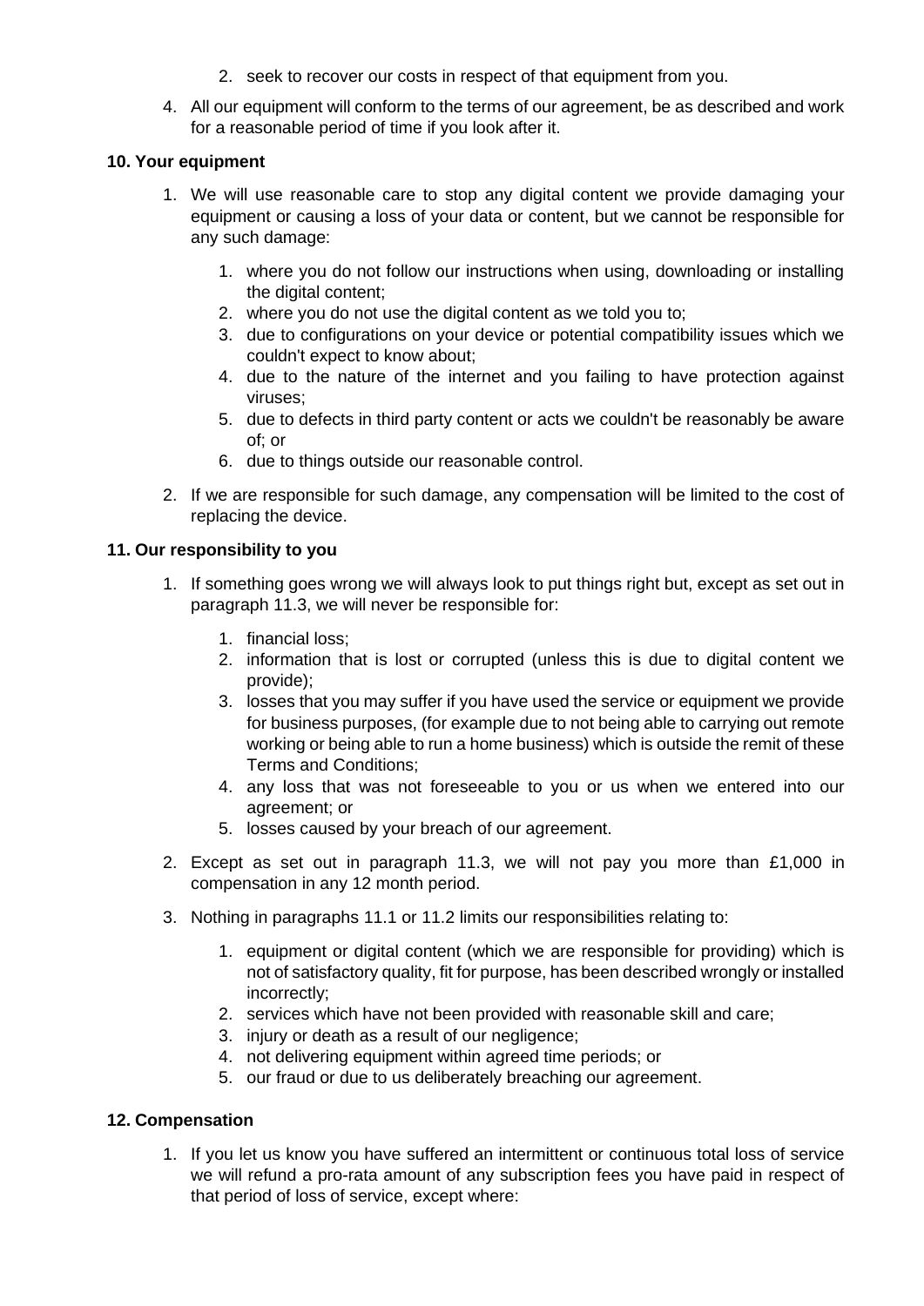2. seek to recover our costs in respect of that equipment from you.

4. All our equipment will conform to the terms of our agreement, be as described and work for a reasonable period of time if you look after it.

**10. Your equipment**

1. We will use reasonable care to stop any digital content we provide damaging your equipment or causing a loss of your data or content, but we cannot be responsible for any such damage:
   1. where you do not follow our instructions when using, downloading or installing the digital content;
   2. where you do not use the digital content as we told you to;
   3. due to configurations on your device or potential compatibility issues which we couldn't expect to know about;
   4. due to the nature of the internet and you failing to have protection against viruses;
   5. due to defects in third party content or acts we couldn't be reasonably be aware of; or
   6. due to things outside our reasonable control.
2. If we are responsible for such damage, any compensation will be limited to the cost of replacing the device.

**11. Our responsibility to you**

1. If something goes wrong we will always look to put things right but, except as set out in paragraph 11.3, we will never be responsible for:
   1. financial loss;
   2. information that is lost or corrupted (unless this is due to digital content we provide);
   3. losses that you may suffer if you have used the service or equipment we provide for business purposes, (for example due to not being able to carrying out remote working or being able to run a home business) which is outside the remit of these Terms and Conditions;
   4. any loss that was not foreseeable to you or us when we entered into our agreement; or
   5. losses caused by your breach of our agreement.
2. Except as set out in paragraph 11.3, we will not pay you more than £1,000 in compensation in any 12 month period.
3. Nothing in paragraphs 11.1 or 11.2 limits our responsibilities relating to:
   1. equipment or digital content (which we are responsible for providing) which is not of satisfactory quality, fit for purpose, has been described wrongly or installed incorrectly;
   2. services which have not been provided with reasonable skill and care;
   3. injury or death as a result of our negligence;
   4. not delivering equipment within agreed time periods; or
   5. our fraud or due to us deliberately breaching our agreement.

**12. Compensation**

1. If you let us know you have suffered an intermittent or continuous total loss of service we will refund a pro-rata amount of any subscription fees you have paid in respect of that period of loss of service, except where: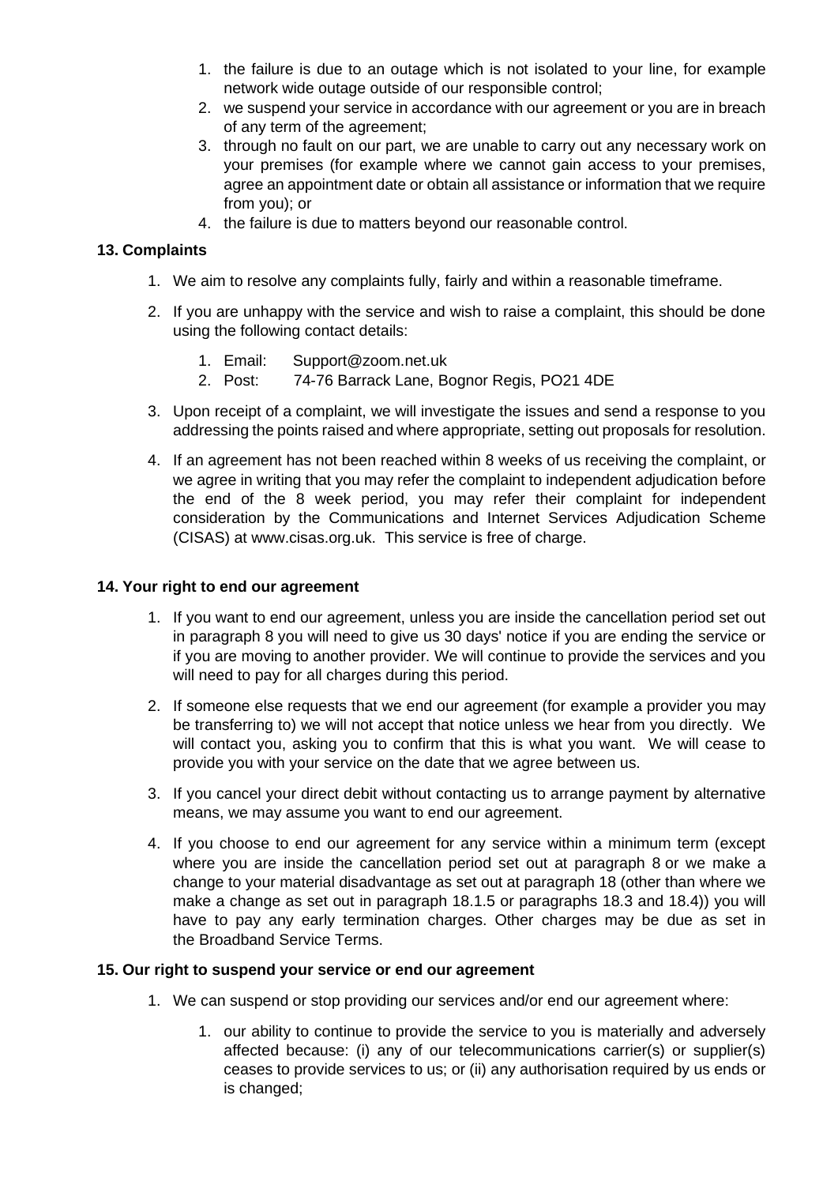1. the failure is due to an outage which is not isolated to your line, for example network wide outage outside of our responsible control;
2. we suspend your service in accordance with our agreement or you are in breach of any term of the agreement;
3. through no fault on our part, we are unable to carry out any necessary work on your premises (for example where we cannot gain access to your premises, agree an appointment date or obtain all assistance or information that we require from you); or
4. the failure is due to matters beyond our reasonable control.

**13. Complaints**

1. We aim to resolve any complaints fully, fairly and within a reasonable timeframe.
2. If you are unhappy with the service and wish to raise a complaint, this should be done using the following contact details:
    1. Email: Support@zoom.net.uk
    2. Post: 74-76 Barrack Lane, Bognor Regis, PO21 4DE
3. Upon receipt of a complaint, we will investigate the issues and send a response to you addressing the points raised and where appropriate, setting out proposals for resolution.
4. If an agreement has not been reached within 8 weeks of us receiving the complaint, or we agree in writing that you may refer the complaint to independent adjudication before the end of the 8 week period, you may refer their complaint for independent consideration by the Communications and Internet Services Adjudication Scheme (CISAS) at www.cisas.org.uk. This service is free of charge.

**14. Your right to end our agreement**

1. If you want to end our agreement, unless you are inside the cancellation period set out in paragraph 8 you will need to give us 30 days' notice if you are ending the service or if you are moving to another provider. We will continue to provide the services and you will need to pay for all charges during this period.
2. If someone else requests that we end our agreement (for example a provider you may be transferring to) we will not accept that notice unless we hear from you directly. We will contact you, asking you to confirm that this is what you want. We will cease to provide you with your service on the date that we agree between us.
3. If you cancel your direct debit without contacting us to arrange payment by alternative means, we may assume you want to end our agreement.
4. If you choose to end our agreement for any service within a minimum term (except where you are inside the cancellation period set out at paragraph 8 or we make a change to your material disadvantage as set out at paragraph 18 (other than where we make a change as set out in paragraph 18.1.5 or paragraphs 18.3 and 18.4)) you will have to pay any early termination charges. Other charges may be due as set in the Broadband Service Terms.

**15. Our right to suspend your service or end our agreement**

1. We can suspend or stop providing our services and/or end our agreement where:
    1. our ability to continue to provide the service to you is materially and adversely affected because: (i) any of our telecommunications carrier(s) or supplier(s) ceases to provide services to us; or (ii) any authorisation required by us ends or is changed;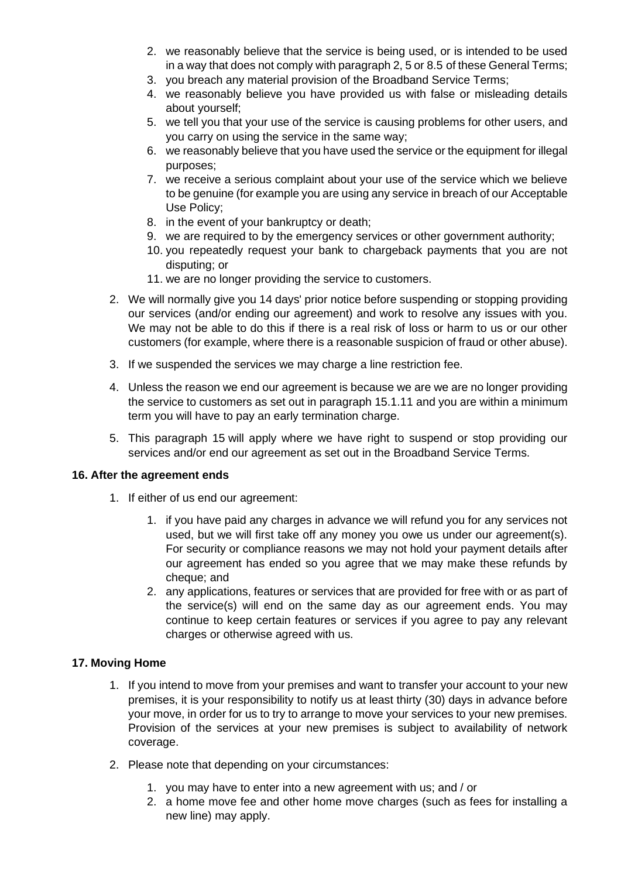2. we reasonably believe that the service is being used, or is intended to be used in a way that does not comply with paragraph 2, 5 or 8.5 of these General Terms;
3. you breach any material provision of the Broadband Service Terms;
4. we reasonably believe you have provided us with false or misleading details about yourself;
5. we tell you that your use of the service is causing problems for other users, and you carry on using the service in the same way;
6. we reasonably believe that you have used the service or the equipment for illegal purposes;
7. we receive a serious complaint about your use of the service which we believe to be genuine (for example you are using any service in breach of our Acceptable Use Policy;
8. in the event of your bankruptcy or death;
9. we are required to by the emergency services or other government authority;
10. you repeatedly request your bank to chargeback payments that you are not disputing; or
11. we are no longer providing the service to customers.

2. We will normally give you 14 days' prior notice before suspending or stopping providing our services (and/or ending our agreement) and work to resolve any issues with you. We may not be able to do this if there is a real risk of loss or harm to us or our other customers (for example, where there is a reasonable suspicion of fraud or other abuse).

3. If we suspended the services we may charge a line restriction fee.

4. Unless the reason we end our agreement is because we are we are no longer providing the service to customers as set out in paragraph 15.1.11 and you are within a minimum term you will have to pay an early termination charge.

5. This paragraph 15 will apply where we have right to suspend or stop providing our services and/or end our agreement as set out in the Broadband Service Terms.

**16. After the agreement ends**

1. If either of us end our agreement:

    1. if you have paid any charges in advance we will refund you for any services not used, but we will first take off any money you owe us under our agreement(s). For security or compliance reasons we may not hold your payment details after our agreement has ended so you agree that we may make these refunds by cheque; and
    2. any applications, features or services that are provided for free with or as part of the service(s) will end on the same day as our agreement ends. You may continue to keep certain features or services if you agree to pay any relevant charges or otherwise agreed with us.

**17. Moving Home**

1. If you intend to move from your premises and want to transfer your account to your new premises, it is your responsibility to notify us at least thirty (30) days in advance before your move, in order for us to try to arrange to move your services to your new premises. Provision of the services at your new premises is subject to availability of network coverage.

2. Please note that depending on your circumstances:

    1. you may have to enter into a new agreement with us; and / or
    2. a home move fee and other home move charges (such as fees for installing a new line) may apply.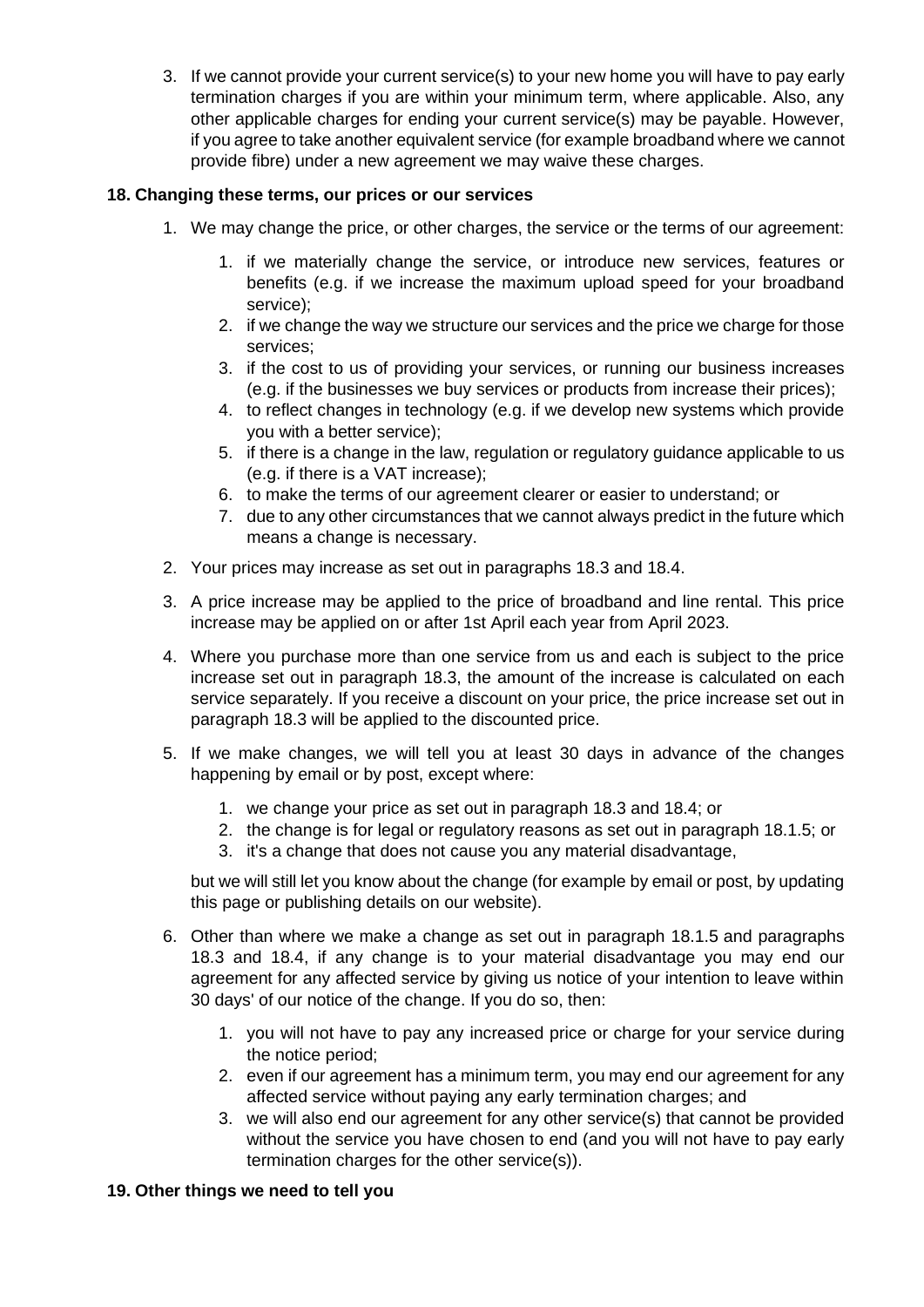3. If we cannot provide your current service(s) to your new home you will have to pay early termination charges if you are within your minimum term, where applicable. Also, any other applicable charges for ending your current service(s) may be payable. However, if you agree to take another equivalent service (for example broadband where we cannot provide fibre) under a new agreement we may waive these charges.

**18. Changing these terms, our prices or our services**

1. We may change the price, or other charges, the service or the terms of our agreement:
    1. if we materially change the service, or introduce new services, features or benefits (e.g. if we increase the maximum upload speed for your broadband service);
    2. if we change the way we structure our services and the price we charge for those services;
    3. if the cost to us of providing your services, or running our business increases (e.g. if the businesses we buy services or products from increase their prices);
    4. to reflect changes in technology (e.g. if we develop new systems which provide you with a better service);
    5. if there is a change in the law, regulation or regulatory guidance applicable to us (e.g. if there is a VAT increase);
    6. to make the terms of our agreement clearer or easier to understand; or
    7. due to any other circumstances that we cannot always predict in the future which means a change is necessary.
2. Your prices may increase as set out in paragraphs 18.3 and 18.4.
3. A price increase may be applied to the price of broadband and line rental. This price increase may be applied on or after 1st April each year from April 2023.
4. Where you purchase more than one service from us and each is subject to the price increase set out in paragraph 18.3, the amount of the increase is calculated on each service separately. If you receive a discount on your price, the price increase set out in paragraph 18.3 will be applied to the discounted price.
5. If we make changes, we will tell you at least 30 days in advance of the changes happening by email or by post, except where:
    1. we change your price as set out in paragraph 18.3 and 18.4; or
    2. the change is for legal or regulatory reasons as set out in paragraph 18.1.5; or
    3. it's a change that does not cause you any material disadvantage,

    but we will still let you know about the change (for example by email or post, by updating this page or publishing details on our website).
6. Other than where we make a change as set out in paragraph 18.1.5 and paragraphs 18.3 and 18.4, if any change is to your material disadvantage you may end our agreement for any affected service by giving us notice of your intention to leave within 30 days' of our notice of the change. If you do so, then:
    1. you will not have to pay any increased price or charge for your service during the notice period;
    2. even if our agreement has a minimum term, you may end our agreement for any affected service without paying any early termination charges; and
    3. we will also end our agreement for any other service(s) that cannot be provided without the service you have chosen to end (and you will not have to pay early termination charges for the other service(s)).

**19. Other things we need to tell you**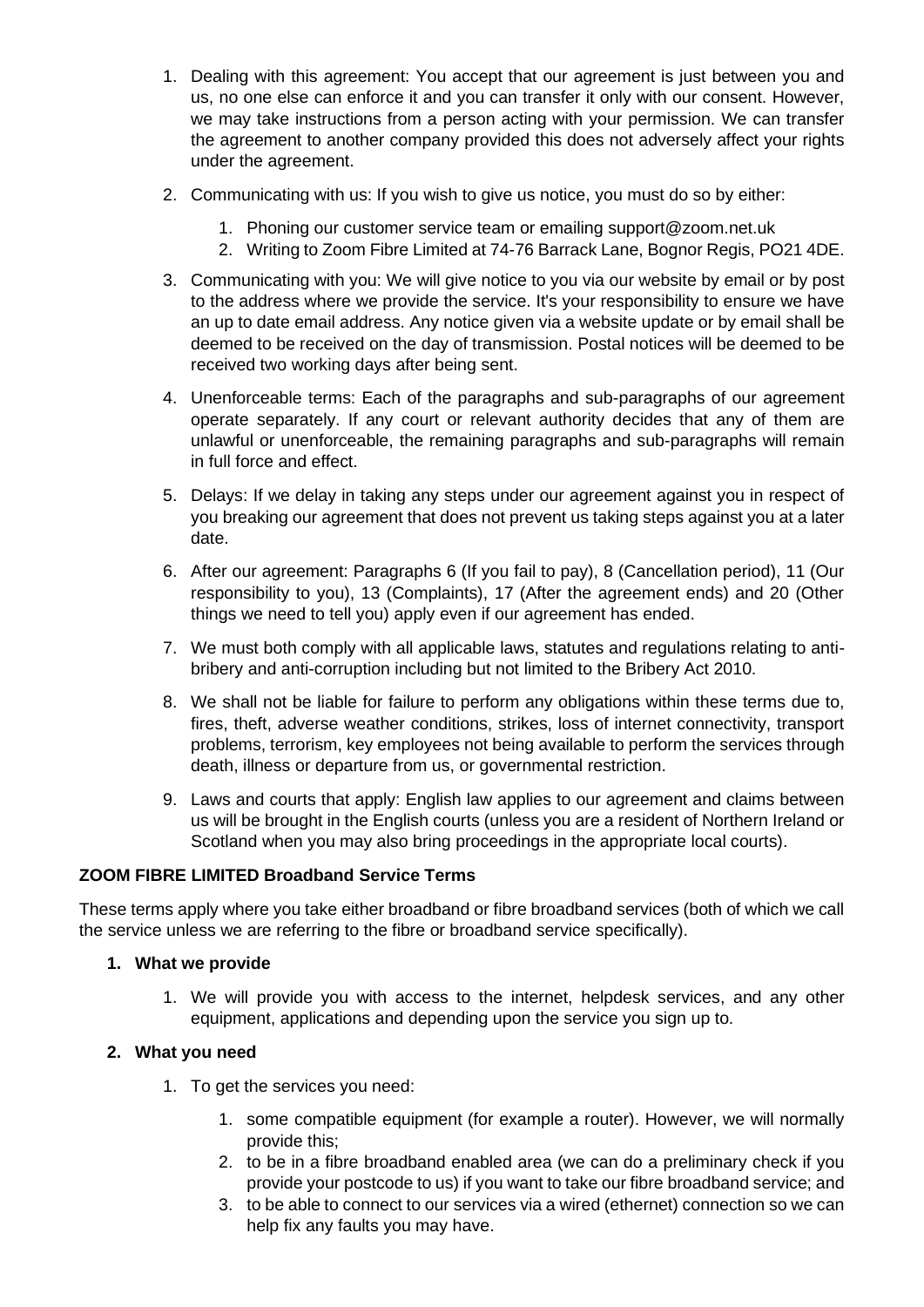1. Dealing with this agreement: You accept that our agreement is just between you and us, no one else can enforce it and you can transfer it only with our consent. However, we may take instructions from a person acting with your permission. We can transfer the agreement to another company provided this does not adversely affect your rights under the agreement.
2. Communicating with us: If you wish to give us notice, you must do so by either:
    1. Phoning our customer service team or emailing support@zoom.net.uk
    2. Writing to Zoom Fibre Limited at 74-76 Barrack Lane, Bognor Regis, PO21 4DE.
3. Communicating with you: We will give notice to you via our website by email or by post to the address where we provide the service. It's your responsibility to ensure we have an up to date email address. Any notice given via a website update or by email shall be deemed to be received on the day of transmission. Postal notices will be deemed to be received two working days after being sent.
4. Unenforceable terms: Each of the paragraphs and sub-paragraphs of our agreement operate separately. If any court or relevant authority decides that any of them are unlawful or unenforceable, the remaining paragraphs and sub-paragraphs will remain in full force and effect.
5. Delays: If we delay in taking any steps under our agreement against you in respect of you breaking our agreement that does not prevent us taking steps against you at a later date.
6. After our agreement: Paragraphs 6 (If you fail to pay), 8 (Cancellation period), 11 (Our responsibility to you), 13 (Complaints), 17 (After the agreement ends) and 20 (Other things we need to tell you) apply even if our agreement has ended.
7. We must both comply with all applicable laws, statutes and regulations relating to anti-bribery and anti-corruption including but not limited to the Bribery Act 2010.
8. We shall not be liable for failure to perform any obligations within these terms due to, fires, theft, adverse weather conditions, strikes, loss of internet connectivity, transport problems, terrorism, key employees not being available to perform the services through death, illness or departure from us, or governmental restriction.
9. Laws and courts that apply: English law applies to our agreement and claims between us will be brought in the English courts (unless you are a resident of Northern Ireland or Scotland when you may also bring proceedings in the appropriate local courts).

**ZOOM FIBRE LIMITED Broadband Service Terms**

These terms apply where you take either broadband or fibre broadband services (both of which we call the service unless we are referring to the fibre or broadband service specifically).

1. **What we provide**
    1. We will provide you with access to the internet, helpdesk services, and any other equipment, applications and depending upon the service you sign up to.
2. **What you need**
    1. To get the services you need:
        1. some compatible equipment (for example a router). However, we will normally provide this;
        2. to be in a fibre broadband enabled area (we can do a preliminary check if you provide your postcode to us) if you want to take our fibre broadband service; and
        3. to be able to connect to our services via a wired (ethernet) connection so we can help fix any faults you may have.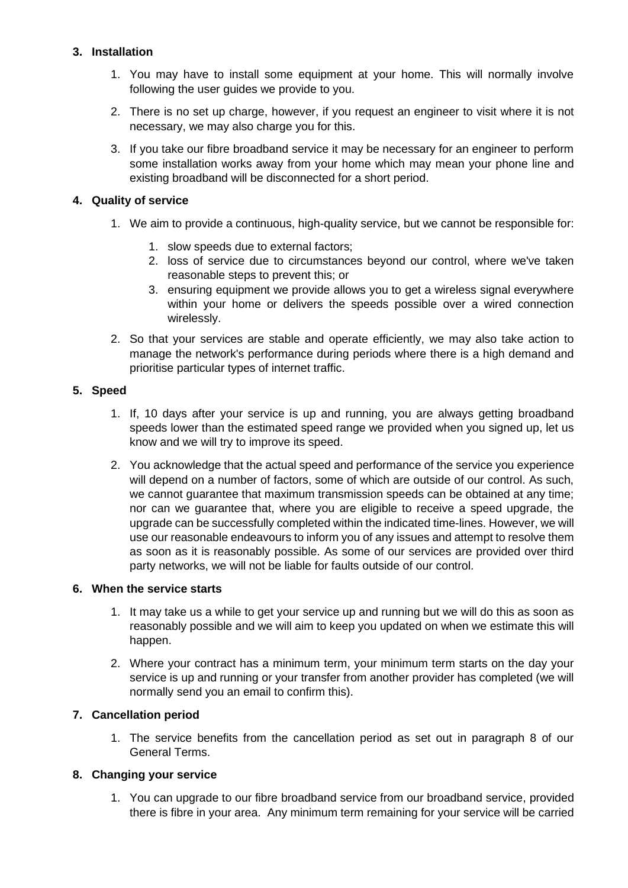### 3. Installation

1. You may have to install some equipment at your home. This will normally involve following the user guides we provide to you.
2. There is no set up charge, however, if you request an engineer to visit where it is not necessary, we may also charge you for this.
3. If you take our fibre broadband service it may be necessary for an engineer to perform some installation works away from your home which may mean your phone line and existing broadband will be disconnected for a short period.

### 4. Quality of service

1. We aim to provide a continuous, high-quality service, but we cannot be responsible for:
   1. slow speeds due to external factors;
   2. loss of service due to circumstances beyond our control, where we've taken reasonable steps to prevent this; or
   3. ensuring equipment we provide allows you to get a wireless signal everywhere within your home or delivers the speeds possible over a wired connection wirelessly.
2. So that your services are stable and operate efficiently, we may also take action to manage the network's performance during periods where there is a high demand and prioritise particular types of internet traffic.

### 5. Speed

1. If, 10 days after your service is up and running, you are always getting broadband speeds lower than the estimated speed range we provided when you signed up, let us know and we will try to improve its speed.
2. You acknowledge that the actual speed and performance of the service you experience will depend on a number of factors, some of which are outside of our control. As such, we cannot guarantee that maximum transmission speeds can be obtained at any time; nor can we guarantee that, where you are eligible to receive a speed upgrade, the upgrade can be successfully completed within the indicated time-lines. However, we will use our reasonable endeavours to inform you of any issues and attempt to resolve them as soon as it is reasonably possible. As some of our services are provided over third party networks, we will not be liable for faults outside of our control.

### 6. When the service starts

1. It may take us a while to get your service up and running but we will do this as soon as reasonably possible and we will aim to keep you updated on when we estimate this will happen.
2. Where your contract has a minimum term, your minimum term starts on the day your service is up and running or your transfer from another provider has completed (we will normally send you an email to confirm this).

### 7. Cancellation period

1. The service benefits from the cancellation period as set out in paragraph 8 of our General Terms.

### 8. Changing your service

1. You can upgrade to our fibre broadband service from our broadband service, provided there is fibre in your area. Any minimum term remaining for your service will be carried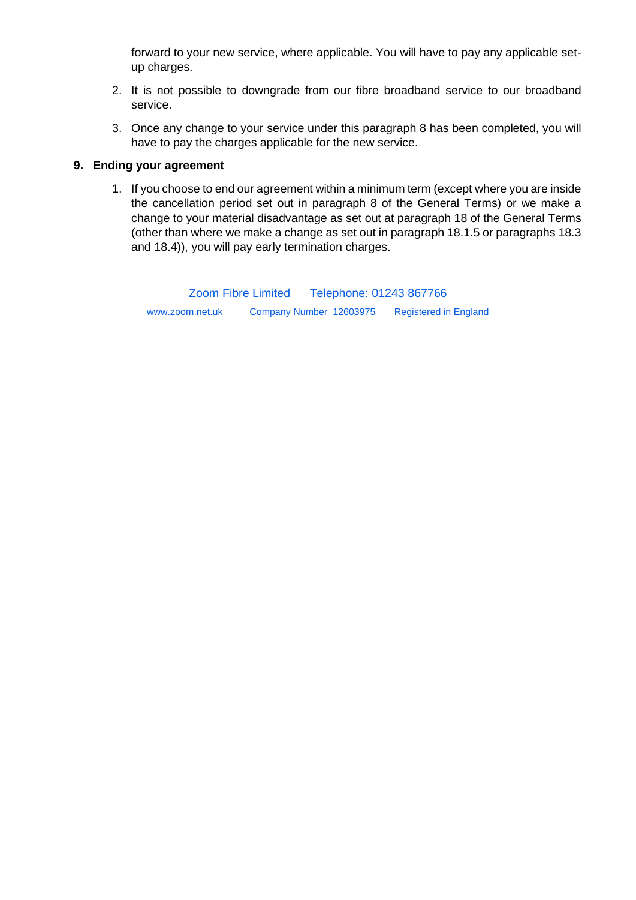forward to your new service, where applicable. You will have to pay any applicable set-up charges.

2. It is not possible to downgrade from our fibre broadband service to our broadband service.

3. Once any change to your service under this paragraph 8 has been completed, you will have to pay the charges applicable for the new service.

## 9. Ending your agreement

1. If you choose to end our agreement within a minimum term (except where you are inside the cancellation period set out in paragraph 8 of the General Terms) or we make a change to your material disadvantage as set out at paragraph 18 of the General Terms (other than where we make a change as set out in paragraph 18.1.5 or paragraphs 18.3 and 18.4)), you will pay early termination charges.

Zoom Fibre Limited    Telephone: 01243 867766

www.zoom.net.uk    Company Number 12603975    Registered in England